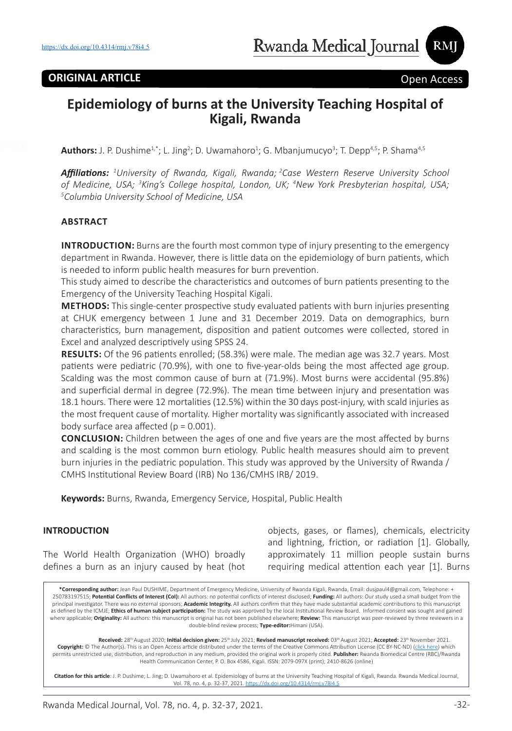**ORIGINAL ARTICLE**

Open Access

# Epidemiology of burns at the University Teaching Hospital of Kigali, Rwanda

**Authors:** J. P. Dushime[1,*]; L. Jing[2]; D. Uwamahoro[1]; G. Mbanjumucyo[3]; T. Depp[4,5]; P. Shama[4,5]

***Affiliations:*** *[1]University of Rwanda, Kigali, Rwanda; [2]Case Western Reserve University School of Medicine, USA; [3]King's College hospital, London, UK; [4]New York Presbyterian hospital, USA; [5]Columbia University School of Medicine, USA*

## ABSTRACT

**INTRODUCTION:** Burns are the fourth most common type of injury presenting to the emergency department in Rwanda. However, there is little data on the epidemiology of burn patients, which is needed to inform public health measures for burn prevention.

This study aimed to describe the characteristics and outcomes of burn patients presenting to the Emergency of the University Teaching Hospital Kigali.

**METHODS:** This single-center prospective study evaluated patients with burn injuries presenting at CHUK emergency between 1 June and 31 December 2019. Data on demographics, burn characteristics, burn management, disposition and patient outcomes were collected, stored in Excel and analyzed descriptively using SPSS 24.

**RESULTS:** Of the 96 patients enrolled; (58.3%) were male. The median age was 32.7 years. Most patients were pediatric (70.9%), with one to five-year-olds being the most affected age group. Scalding was the most common cause of burn at (71.9%). Most burns were accidental (95.8%) and superficial dermal in degree (72.9%). The mean time between injury and presentation was 18.1 hours. There were 12 mortalities (12.5%) within the 30 days post-injury, with scald injuries as the most frequent cause of mortality. Higher mortality was significantly associated with increased body surface area affected ($p = 0.001$).

**CONCLUSION:** Children between the ages of one and five years are the most affected by burns and scalding is the most common burn etiology. Public health measures should aim to prevent burn injuries in the pediatric population. This study was approved by the University of Rwanda / CMHS Institutional Review Board (IRB) No 136/CMHS IRB/ 2019.

**Keywords:** Burns, Rwanda, Emergency Service, Hospital, Public Health

## INTRODUCTION

The World Health Organization (WHO) broadly defines a burn as an injury caused by heat (hot objects, gases, or flames), chemicals, electricity and lightning, friction, or radiation [1]. Globally, approximately 11 million people sustain burns requiring medical attention each year [1]. Burns

**\*Corresponding author:** Jean Paul DUSHIME, Department of Emergency Medicine, University of Rwanda Kigali, Rwanda, Email: dusjpaul4@gmail.com, Telephone: + 250783197515; **Potential Conflicts of Interest (CoI):** All authors: no potential conflicts of interest disclosed; **Funding:** All authors: Our study used a small budget from the principal investigator. There was no external sponsors; **Academic Integrity.** All authors confirm that they have made substantial academic contributions to this manuscript as defined by the ICMJE; **Ethics of human subject participation:** The study was approved by the local Institutional Review Board. Informed consent was sought and gained where applicable; **Originality:** All authors: this manuscript is original has not been published elsewhere; **Review:** This manuscript was peer-reviewed by three reviewers in a double-blind review process; **Type-editor:** Himani (USA).

**Received:** 28th August 2020; **Initial decision given:** 25th July 2021; **Revised manuscript received:** 03th August 2021; **Accepted:** 23th November 2021. **Copyright:** © The Author(s). This is an Open Access article distributed under the terms of the Creative Commons Attribution License (CC BY-NC-ND) (click here) which permits unrestricted use, distribution, and reproduction in any medium, provided the original work is properly cited. **Publisher:** Rwanda Biomedical Centre (RBC)/Rwanda Health Communication Center, P. O. Box 4586, Kigali. ISSN: 2079-097X (print); 2410-8626 (online)

**Citation for this article**: J. P. Dushime; L. Jing; D. Uwamahoro et al. Epidemiology of burns at the University Teaching Hospital of Kigali, Rwanda. Rwanda Medical Journal, Vol. 78, no. 4, p. 32-37, 2021. https://dx.doi.org/10.4314/rmj.v78i4.5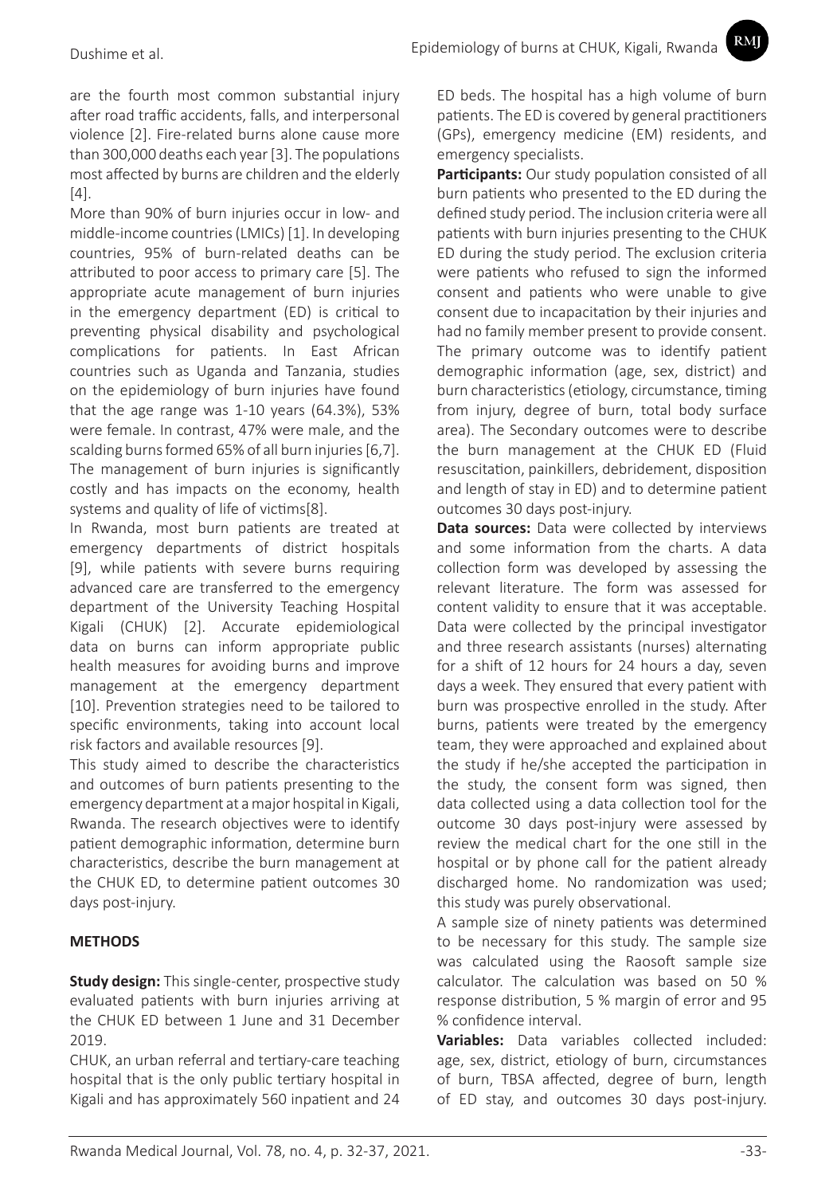are the fourth most common substantial injury after road traffic accidents, falls, and interpersonal violence [2]. Fire-related burns alone cause more than 300,000 deaths each year [3]. The populations most affected by burns are children and the elderly [4].

More than 90% of burn injuries occur in low- and middle-income countries (LMICs) [1]. In developing countries, 95% of burn-related deaths can be attributed to poor access to primary care [5]. The appropriate acute management of burn injuries in the emergency department (ED) is critical to preventing physical disability and psychological complications for patients. In East African countries such as Uganda and Tanzania, studies on the epidemiology of burn injuries have found that the age range was 1-10 years (64.3%), 53% were female. In contrast, 47% were male, and the scalding burns formed 65% of all burn injuries [6,7]. The management of burn injuries is significantly costly and has impacts on the economy, health systems and quality of life of victims[8].

In Rwanda, most burn patients are treated at emergency departments of district hospitals [9], while patients with severe burns requiring advanced care are transferred to the emergency department of the University Teaching Hospital Kigali (CHUK) [2]. Accurate epidemiological data on burns can inform appropriate public health measures for avoiding burns and improve management at the emergency department [10]. Prevention strategies need to be tailored to specific environments, taking into account local risk factors and available resources [9].

This study aimed to describe the characteristics and outcomes of burn patients presenting to the emergency department at a major hospital in Kigali, Rwanda. The research objectives were to identify patient demographic information, determine burn characteristics, describe the burn management at the CHUK ED, to determine patient outcomes 30 days post-injury.

## METHODS

**Study design:** This single-center, prospective study evaluated patients with burn injuries arriving at the CHUK ED between 1 June and 31 December 2019.

CHUK, an urban referral and tertiary-care teaching hospital that is the only public tertiary hospital in Kigali and has approximately 560 inpatient and 24 ED beds. The hospital has a high volume of burn patients. The ED is covered by general practitioners (GPs), emergency medicine (EM) residents, and emergency specialists.

**Participants:** Our study population consisted of all burn patients who presented to the ED during the defined study period. The inclusion criteria were all patients with burn injuries presenting to the CHUK ED during the study period. The exclusion criteria were patients who refused to sign the informed consent and patients who were unable to give consent due to incapacitation by their injuries and had no family member present to provide consent. The primary outcome was to identify patient demographic information (age, sex, district) and burn characteristics (etiology, circumstance, timing from injury, degree of burn, total body surface area). The Secondary outcomes were to describe the burn management at the CHUK ED (Fluid resuscitation, painkillers, debridement, disposition and length of stay in ED) and to determine patient outcomes 30 days post-injury.

**Data sources:** Data were collected by interviews and some information from the charts. A data collection form was developed by assessing the relevant literature. The form was assessed for content validity to ensure that it was acceptable. Data were collected by the principal investigator and three research assistants (nurses) alternating for a shift of 12 hours for 24 hours a day, seven days a week. They ensured that every patient with burn was prospective enrolled in the study. After burns, patients were treated by the emergency team, they were approached and explained about the study if he/she accepted the participation in the study, the consent form was signed, then data collected using a data collection tool for the outcome 30 days post-injury were assessed by review the medical chart for the one still in the hospital or by phone call for the patient already discharged home. No randomization was used; this study was purely observational.

A sample size of ninety patients was determined to be necessary for this study. The sample size was calculated using the Raosoft sample size calculator. The calculation was based on 50 % response distribution, 5 % margin of error and 95 % confidence interval.

**Variables:** Data variables collected included: age, sex, district, etiology of burn, circumstances of burn, TBSA affected, degree of burn, length of ED stay, and outcomes 30 days post-injury.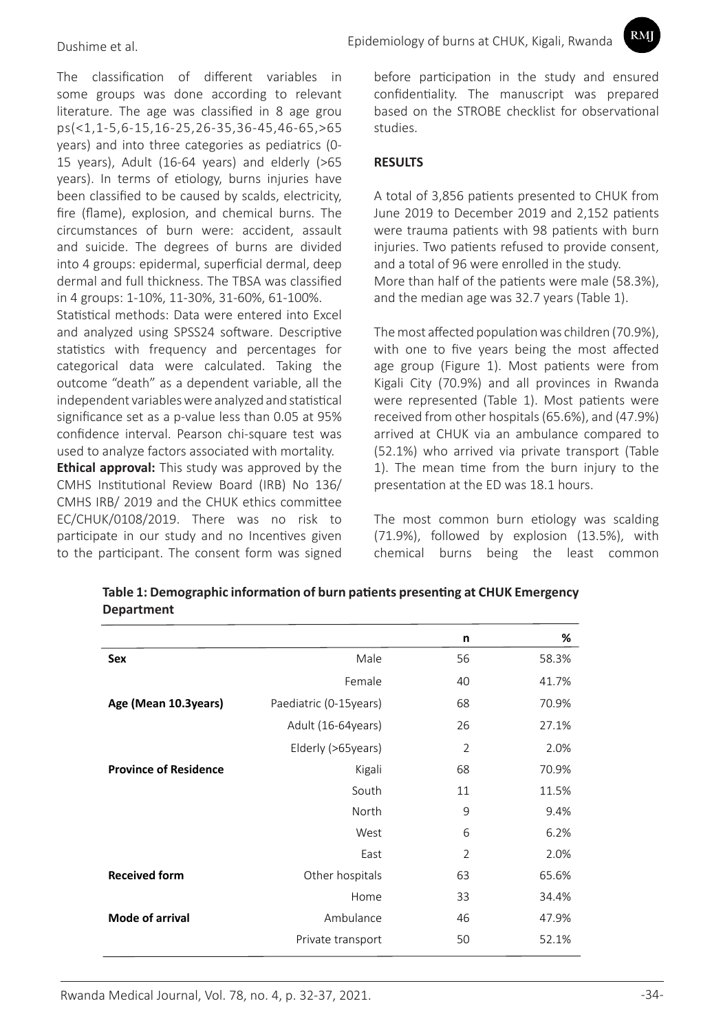The classification of different variables in some groups was done according to relevant literature. The age was classified in 8 age grou ps(<1,1-5,6-15,16-25,26-35,36-45,46-65,>65 years) and into three categories as pediatrics (0-15 years), Adult (16-64 years) and elderly (>65 years). In terms of etiology, burns injuries have been classified to be caused by scalds, electricity, fire (flame), explosion, and chemical burns. The circumstances of burn were: accident, assault and suicide. The degrees of burns are divided into 4 groups: epidermal, superficial dermal, deep dermal and full thickness. The TBSA was classified in 4 groups: 1-10%, 11-30%, 31-60%, 61-100%.

Statistical methods: Data were entered into Excel and analyzed using SPSS24 software. Descriptive statistics with frequency and percentages for categorical data were calculated. Taking the outcome "death" as a dependent variable, all the independent variables were analyzed and statistical significance set as a p-value less than 0.05 at 95% confidence interval. Pearson chi-square test was used to analyze factors associated with mortality.

**Ethical approval:** This study was approved by the CMHS Institutional Review Board (IRB) No 136/ CMHS IRB/ 2019 and the CHUK ethics committee EC/CHUK/0108/2019. There was no risk to participate in our study and no Incentives given to the participant. The consent form was signed before participation in the study and ensured confidentiality. The manuscript was prepared based on the STROBE checklist for observational studies.

## RESULTS

A total of 3,856 patients presented to CHUK from June 2019 to December 2019 and 2,152 patients were trauma patients with 98 patients with burn injuries. Two patients refused to provide consent, and a total of 96 were enrolled in the study.
More than half of the patients were male (58.3%), and the median age was 32.7 years (Table 1).

The most affected population was children (70.9%), with one to five years being the most affected age group (Figure 1). Most patients were from Kigali City (70.9%) and all provinces in Rwanda were represented (Table 1). Most patients were received from other hospitals (65.6%), and (47.9%) arrived at CHUK via an ambulance compared to (52.1%) who arrived via private transport (Table 1). The mean time from the burn injury to the presentation at the ED was 18.1 hours.

The most common burn etiology was scalding (71.9%), followed by explosion (13.5%), with chemical burns being the least common

**Table 1: Demographic information of burn patients presenting at CHUK Emergency Department**

| | | n | % |
|---|---|---|---|
| **Sex** | Male | 56 | 58.3% |
| | Female | 40 | 41.7% |
| **Age (Mean 10.3years)** | Paediatric (0-15years) | 68 | 70.9% |
| | Adult (16-64years) | 26 | 27.1% |
| | Elderly (>65years) | 2 | 2.0% |
| **Province of Residence** | Kigali | 68 | 70.9% |
| | South | 11 | 11.5% |
| | North | 9 | 9.4% |
| | West | 6 | 6.2% |
| | East | 2 | 2.0% |
| **Received form** | Other hospitals | 63 | 65.6% |
| | Home | 33 | 34.4% |
| **Mode of arrival** | Ambulance | 46 | 47.9% |
| | Private transport | 50 | 52.1% |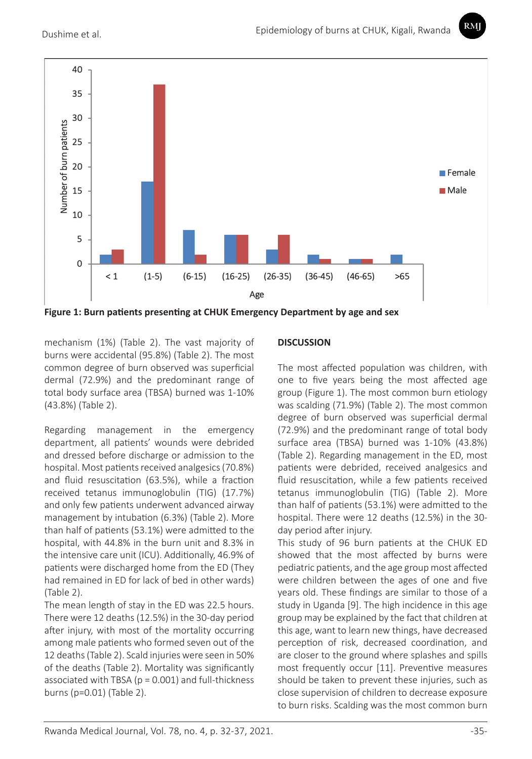**Figure 1: Burn patients presenting at CHUK Emergency Department by age and sex**

mechanism (1%) (Table 2). The vast majority of burns were accidental (95.8%) (Table 2). The most common degree of burn observed was superficial dermal (72.9%) and the predominant range of total body surface area (TBSA) burned was 1-10% (43.8%) (Table 2).

Regarding management in the emergency department, all patients' wounds were debrided and dressed before discharge or admission to the hospital. Most patients received analgesics (70.8%) and fluid resuscitation (63.5%), while a fraction received tetanus immunoglobulin (TIG) (17.7%) and only few patients underwent advanced airway management by intubation (6.3%) (Table 2). More than half of patients (53.1%) were admitted to the hospital, with 44.8% in the burn unit and 8.3% in the intensive care unit (ICU). Additionally, 46.9% of patients were discharged home from the ED (They had remained in ED for lack of bed in other wards) (Table 2).

The mean length of stay in the ED was 22.5 hours. There were 12 deaths (12.5%) in the 30-day period after injury, with most of the mortality occurring among male patients who formed seven out of the 12 deaths (Table 2). Scald injuries were seen in 50% of the deaths (Table 2). Mortality was significantly associated with TBSA ($p = 0.001$) and full-thickness burns ($p=0.01$) (Table 2).

## DISCUSSION

The most affected population was children, with one to five years being the most affected age group (Figure 1). The most common burn etiology was scalding (71.9%) (Table 2). The most common degree of burn observed was superficial dermal (72.9%) and the predominant range of total body surface area (TBSA) burned was 1-10% (43.8%) (Table 2). Regarding management in the ED, most patients were debrided, received analgesics and fluid resuscitation, while a few patients received tetanus immunoglobulin (TIG) (Table 2). More than half of patients (53.1%) were admitted to the hospital. There were 12 deaths (12.5%) in the 30-day period after injury.

This study of 96 burn patients at the CHUK ED showed that the most affected by burns were pediatric patients, and the age group most affected were children between the ages of one and five years old. These findings are similar to those of a study in Uganda [9]. The high incidence in this age group may be explained by the fact that children at this age, want to learn new things, have decreased perception of risk, decreased coordination, and are closer to the ground where splashes and spills most frequently occur [11]. Preventive measures should be taken to prevent these injuries, such as close supervision of children to decrease exposure to burn risks. Scalding was the most common burn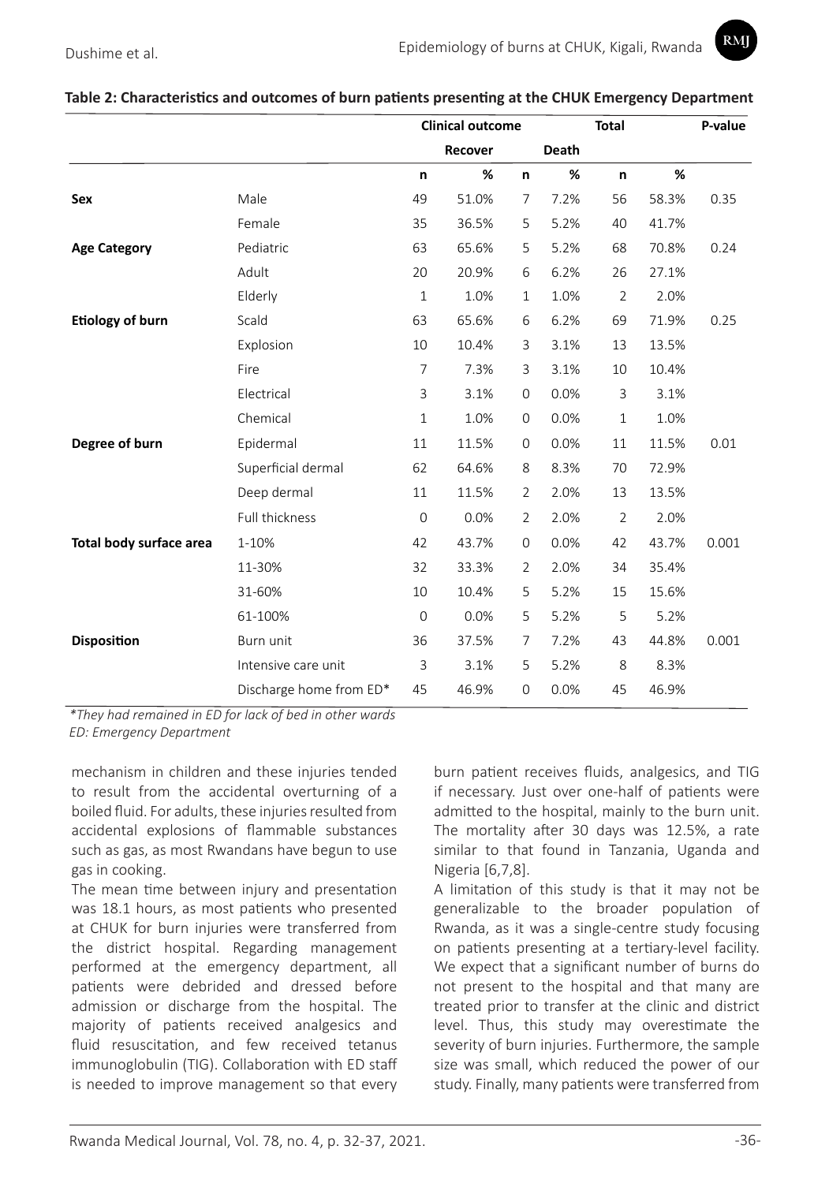**Table 2: Characteristics and outcomes of burn patients presenting at the CHUK Emergency Department**

| | | Clinical outcome | | | | Total | | P-value |
|---|---|---|---|---|---|---|---|---|
| | | Recover | | Death | | | | |
| | | n | % | n | % | n | % | |
| **Sex** | Male | 49 | 51.0% | 7 | 7.2% | 56 | 58.3% | 0.35 |
| | Female | 35 | 36.5% | 5 | 5.2% | 40 | 41.7% | |
| **Age Category** | Pediatric | 63 | 65.6% | 5 | 5.2% | 68 | 70.8% | 0.24 |
| | Adult | 20 | 20.9% | 6 | 6.2% | 26 | 27.1% | |
| | Elderly | 1 | 1.0% | 1 | 1.0% | 2 | 2.0% | |
| **Etiology of burn** | Scald | 63 | 65.6% | 6 | 6.2% | 69 | 71.9% | 0.25 |
| | Explosion | 10 | 10.4% | 3 | 3.1% | 13 | 13.5% | |
| | Fire | 7 | 7.3% | 3 | 3.1% | 10 | 10.4% | |
| | Electrical | 3 | 3.1% | 0 | 0.0% | 3 | 3.1% | |
| | Chemical | 1 | 1.0% | 0 | 0.0% | 1 | 1.0% | |
| **Degree of burn** | Epidermal | 11 | 11.5% | 0 | 0.0% | 11 | 11.5% | 0.01 |
| | Superficial dermal | 62 | 64.6% | 8 | 8.3% | 70 | 72.9% | |
| | Deep dermal | 11 | 11.5% | 2 | 2.0% | 13 | 13.5% | |
| | Full thickness | 0 | 0.0% | 2 | 2.0% | 2 | 2.0% | |
| **Total body surface area** | 1-10% | 42 | 43.7% | 0 | 0.0% | 42 | 43.7% | 0.001 |
| | 11-30% | 32 | 33.3% | 2 | 2.0% | 34 | 35.4% | |
| | 31-60% | 10 | 10.4% | 5 | 5.2% | 15 | 15.6% | |
| | 61-100% | 0 | 0.0% | 5 | 5.2% | 5 | 5.2% | |
| **Disposition** | Burn unit | 36 | 37.5% | 7 | 7.2% | 43 | 44.8% | 0.001 |
| | Intensive care unit | 3 | 3.1% | 5 | 5.2% | 8 | 8.3% | |
| | Discharge home from ED* | 45 | 46.9% | 0 | 0.0% | 45 | 46.9% | |

*\*They had remained in ED for lack of bed in other wards*
*ED: Emergency Department*

mechanism in children and these injuries tended to result from the accidental overturning of a boiled fluid. For adults, these injuries resulted from accidental explosions of flammable substances such as gas, as most Rwandans have begun to use gas in cooking.

The mean time between injury and presentation was 18.1 hours, as most patients who presented at CHUK for burn injuries were transferred from the district hospital. Regarding management performed at the emergency department, all patients were debrided and dressed before admission or discharge from the hospital. The majority of patients received analgesics and fluid resuscitation, and few received tetanus immunoglobulin (TIG). Collaboration with ED staff is needed to improve management so that every burn patient receives fluids, analgesics, and TIG if necessary. Just over one-half of patients were admitted to the hospital, mainly to the burn unit. The mortality after 30 days was 12.5%, a rate similar to that found in Tanzania, Uganda and Nigeria [6,7,8].

A limitation of this study is that it may not be generalizable to the broader population of Rwanda, as it was a single-centre study focusing on patients presenting at a tertiary-level facility. We expect that a significant number of burns do not present to the hospital and that many are treated prior to transfer at the clinic and district level. Thus, this study may overestimate the severity of burn injuries. Furthermore, the sample size was small, which reduced the power of our study. Finally, many patients were transferred from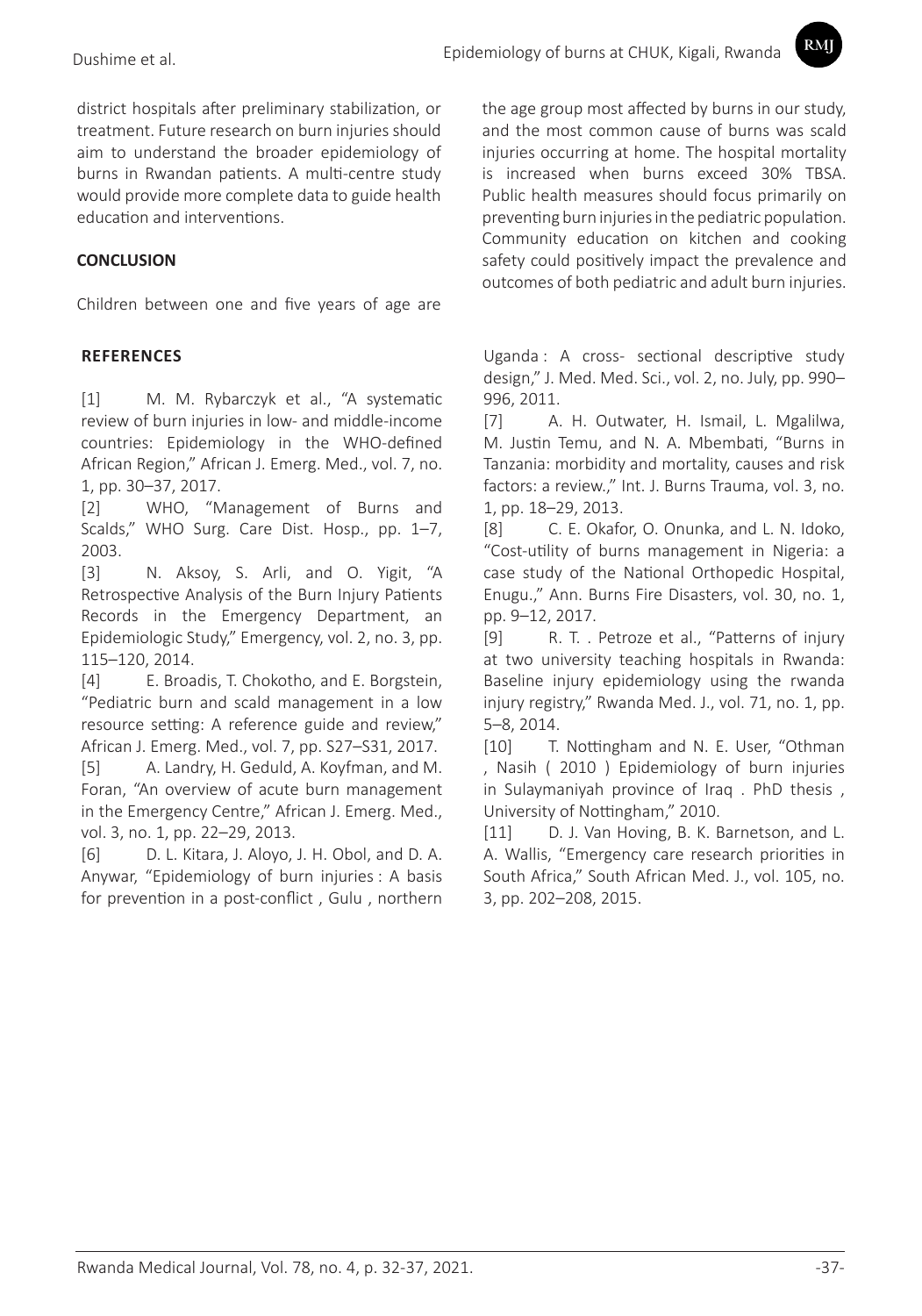district hospitals after preliminary stabilization, or treatment. Future research on burn injuries should aim to understand the broader epidemiology of burns in Rwandan patients. A multi-centre study would provide more complete data to guide health education and interventions.

## CONCLUSION

Children between one and five years of age are the age group most affected by burns in our study, and the most common cause of burns was scald injuries occurring at home. The hospital mortality is increased when burns exceed 30% TBSA. Public health measures should focus primarily on preventing burn injuries in the pediatric population. Community education on kitchen and cooking safety could positively impact the prevalence and outcomes of both pediatric and adult burn injuries.

## REFERENCES

[1] M. M. Rybarczyk et al., "A systematic review of burn injuries in low- and middle-income countries: Epidemiology in the WHO-defined African Region," African J. Emerg. Med., vol. 7, no. 1, pp. 30–37, 2017.

[2] WHO, "Management of Burns and Scalds," WHO Surg. Care Dist. Hosp., pp. 1–7, 2003.

[3] N. Aksoy, S. Arli, and O. Yigit, "A Retrospective Analysis of the Burn Injury Patients Records in the Emergency Department, an Epidemiologic Study," Emergency, vol. 2, no. 3, pp. 115–120, 2014.

[4] E. Broadis, T. Chokotho, and E. Borgstein, "Pediatric burn and scald management in a low resource setting: A reference guide and review," African J. Emerg. Med., vol. 7, pp. S27–S31, 2017.

[5] A. Landry, H. Geduld, A. Koyfman, and M. Foran, "An overview of acute burn management in the Emergency Centre," African J. Emerg. Med., vol. 3, no. 1, pp. 22–29, 2013.

[6] D. L. Kitara, J. Aloyo, J. H. Obol, and D. A. Anywar, "Epidemiology of burn injuries : A basis for prevention in a post-conflict , Gulu , northern Uganda : A cross- sectional descriptive study design," J. Med. Med. Sci., vol. 2, no. July, pp. 990–996, 2011.

[7] A. H. Outwater, H. Ismail, L. Mgalilwa, M. Justin Temu, and N. A. Mbembati, "Burns in Tanzania: morbidity and mortality, causes and risk factors: a review.," Int. J. Burns Trauma, vol. 3, no. 1, pp. 18–29, 2013.

[8] C. E. Okafor, O. Onunka, and L. N. Idoko, "Cost-utility of burns management in Nigeria: a case study of the National Orthopedic Hospital, Enugu.," Ann. Burns Fire Disasters, vol. 30, no. 1, pp. 9–12, 2017.

[9] R. T. . Petroze et al., "Patterns of injury at two university teaching hospitals in Rwanda: Baseline injury epidemiology using the rwanda injury registry," Rwanda Med. J., vol. 71, no. 1, pp. 5–8, 2014.

[10] T. Nottingham and N. E. User, "Othman , Nasih ( 2010 ) Epidemiology of burn injuries in Sulaymaniyah province of Iraq . PhD thesis , University of Nottingham," 2010.

[11] D. J. Van Hoving, B. K. Barnetson, and L. A. Wallis, "Emergency care research priorities in South Africa," South African Med. J., vol. 105, no. 3, pp. 202–208, 2015.